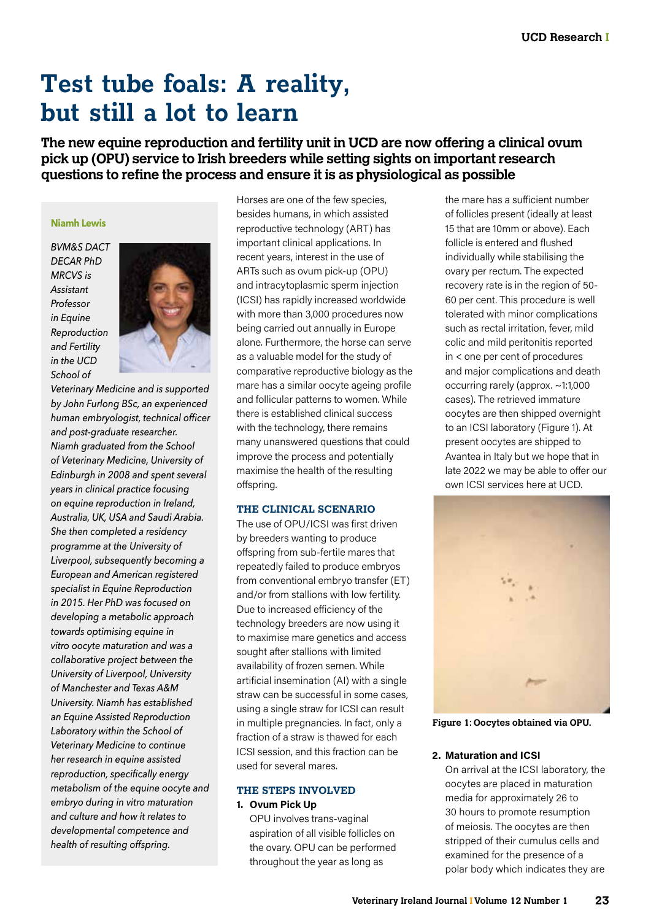# Test tube foals: A reality, but still a lot to learn

**The new equine reproduction and fertility unit in UCD are now offering a clinical ovum pick up (OPU) service to Irish breeders while setting sights on important research questions to refine the process and ensure it is as physiological as possible**

**Niamh Lewis**

*BVM&S DACT DECAR PhD MRCVS is Assistant Professor in Equine Reproduction and Fertility in the UCD School of Veterinary Medicine and is supported by John Furlong BSc, an experienced human embryologist, technical officer and post-graduate researcher. Niamh graduated from the School of Veterinary Medicine, University of Edinburgh in 2008 and spent several years in clinical practice focusing on equine reproduction in Ireland, Australia, UK, USA and Saudi Arabia. She then completed a residency programme at the University of Liverpool, subsequently becoming a European and American registered specialist in Equine Reproduction in 2015. Her PhD was focused on developing a metabolic approach towards optimising equine in vitro oocyte maturation and was a collaborative project between the University of Liverpool, University of Manchester and Texas A&M University. Niamh has established an Equine Assisted Reproduction Laboratory within the School of Veterinary Medicine to continue her research in equine assisted reproduction, specifically energy metabolism of the equine oocyte and embryo during in vitro maturation and culture and how it relates to developmental competence and health of resulting offspring.*

Horses are one of the few species, besides humans, in which assisted reproductive technology (ART) has important clinical applications. In recent years, interest in the use of ARTs such as ovum pick-up (OPU) and intracytoplasmic sperm injection (ICSI) has rapidly increased worldwide with more than 3,000 procedures now being carried out annually in Europe alone. Furthermore, the horse can serve as a valuable model for the study of comparative reproductive biology as the mare has a similar oocyte ageing profile and follicular patterns to women. While there is established clinical success with the technology, there remains many unanswered questions that could improve the process and potentially maximise the health of the resulting offspring.

## THE CLINICAL SCENARIO

The use of OPU/ICSI was first driven by breeders wanting to produce offspring from sub-fertile mares that repeatedly failed to produce embryos from conventional embryo transfer (ET) and/or from stallions with low fertility. Due to increased efficiency of the technology breeders are now using it to maximise mare genetics and access sought after stallions with limited availability of frozen semen. While artificial insemination (AI) with a single straw can be successful in some cases, using a single straw for ICSI can result in multiple pregnancies. In fact, only a fraction of a straw is thawed for each ICSI session, and this fraction can be used for several mares.

## THE STEPS INVOLVED

1. **Ovum Pick Up**

   OPU involves trans-vaginal aspiration of all visible follicles on the ovary. OPU can be performed throughout the year as long as the mare has a sufficient number of follicles present (ideally at least 15 that are 10mm or above). Each follicle is entered and flushed individually while stabilising the ovary per rectum. The expected recovery rate is in the region of 50-60 per cent. This procedure is well tolerated with minor complications such as rectal irritation, fever, mild colic and mild peritonitis reported in < one per cent of procedures and major complications and death occurring rarely (approx. ~1:1,000 cases). The retrieved immature oocytes are then shipped overnight to an ICSI laboratory (Figure 1). At present oocytes are shipped to Avantea in Italy but we hope that in late 2022 we may be able to offer our own ICSI services here at UCD.

**Figure 1: Oocytes obtained via OPU.**

2. **Maturation and ICSI**

   On arrival at the ICSI laboratory, the oocytes are placed in maturation media for approximately 26 to 30 hours to promote resumption of meiosis. The oocytes are then stripped of their cumulus cells and examined for the presence of a polar body which indicates they are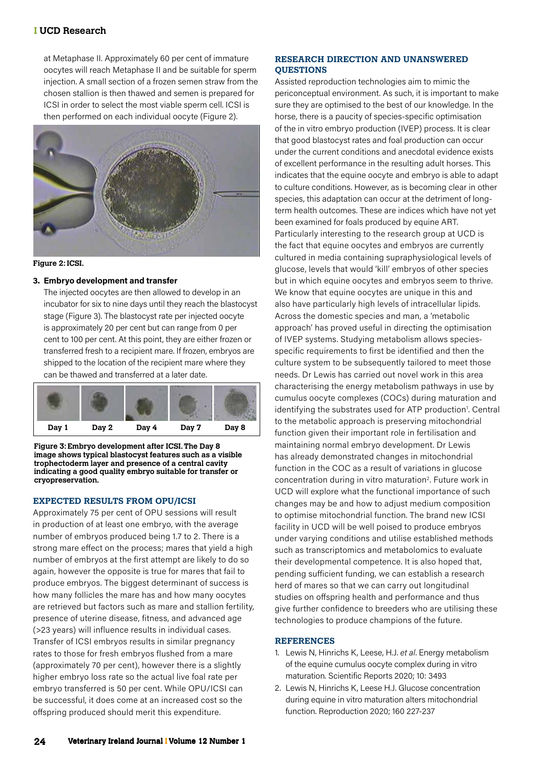at Metaphase II. Approximately 60 per cent of immature oocytes will reach Metaphase II and be suitable for sperm injection. A small section of a frozen semen straw from the chosen stallion is then thawed and semen is prepared for ICSI in order to select the most viable sperm cell. ICSI is then performed on each individual oocyte (Figure 2).

**Figure 2: ICSI.**

3. **Embryo development and transfer**
   The injected oocytes are then allowed to develop in an incubator for six to nine days until they reach the blastocyst stage (Figure 3). The blastocyst rate per injected oocyte is approximately 20 per cent but can range from 0 per cent to 100 per cent. At this point, they are either frozen or transferred fresh to a recipient mare. If frozen, embryos are shipped to the location of the recipient mare where they can be thawed and transferred at a later date.

Day 1
Day 2
Day 4
Day 7
Day 8

**Figure 3: Embryo development after ICSI. The Day 8 image shows typical blastocyst features such as a visible trophectoderm layer and presence of a central cavity indicating a good quality embryo suitable for transfer or cryopreservation.**

## EXPECTED RESULTS FROM OPU/ICSI

Approximately 75 per cent of OPU sessions will result in production of at least one embryo, with the average number of embryos produced being 1.7 to 2. There is a strong mare effect on the process; mares that yield a high number of embryos at the first attempt are likely to do so again, however the opposite is true for mares that fail to produce embryos. The biggest determinant of success is how many follicles the mare has and how many oocytes are retrieved but factors such as mare and stallion fertility, presence of uterine disease, fitness, and advanced age (>23 years) will influence results in individual cases. Transfer of ICSI embryos results in similar pregnancy rates to those for fresh embryos flushed from a mare (approximately 70 per cent), however there is a slightly higher embryo loss rate so the actual live foal rate per embryo transferred is 50 per cent. While OPU/ICSI can be successful, it does come at an increased cost so the offspring produced should merit this expenditure.

## RESEARCH DIRECTION AND UNANSWERED QUESTIONS

Assisted reproduction technologies aim to mimic the periconceptual environment. As such, it is important to make sure they are optimised to the best of our knowledge. In the horse, there is a paucity of species-specific optimisation of the in vitro embryo production (IVEP) process. It is clear that good blastocyst rates and foal production can occur under the current conditions and anecdotal evidence exists of excellent performance in the resulting adult horses. This indicates that the equine oocyte and embryo is able to adapt to culture conditions. However, as is becoming clear in other species, this adaptation can occur at the detriment of long-term health outcomes. These are indices which have not yet been examined for foals produced by equine ART.

Particularly interesting to the research group at UCD is the fact that equine oocytes and embryos are currently cultured in media containing supraphysiological levels of glucose, levels that would 'kill' embryos of other species but in which equine oocytes and embryos seem to thrive. We know that equine oocytes are unique in this and also have particularly high levels of intracellular lipids. Across the domestic species and man, a 'metabolic approach' has proved useful in directing the optimisation of IVEP systems. Studying metabolism allows species-specific requirements to first be identified and then the culture system to be subsequently tailored to meet those needs. Dr Lewis has carried out novel work in this area characterising the energy metabolism pathways in use by cumulus oocyte complexes (COCs) during maturation and identifying the substrates used for ATP production[1]. Central to the metabolic approach is preserving mitochondrial function given their important role in fertilisation and maintaining normal embryo development. Dr Lewis has already demonstrated changes in mitochondrial function in the COC as a result of variations in glucose concentration during in vitro maturation[2]. Future work in UCD will explore what the functional importance of such changes may be and how to adjust medium composition to optimise mitochondrial function. The brand new ICSI facility in UCD will be well poised to produce embryos under varying conditions and utilise established methods such as transcriptomics and metabolomics to evaluate their developmental competence. It is also hoped that, pending sufficient funding, we can establish a research herd of mares so that we can carry out longitudinal studies on offspring health and performance and thus give further confidence to breeders who are utilising these technologies to produce champions of the future.

## REFERENCES

1. Lewis N, Hinrichs K, Leese, H.J. *et al*. Energy metabolism of the equine cumulus oocyte complex during in vitro maturation. Scientific Reports 2020; 10: 3493
2. Lewis N, Hinrichs K, Leese H.J. Glucose concentration during equine in vitro maturation alters mitochondrial function. Reproduction 2020; 160 227-237